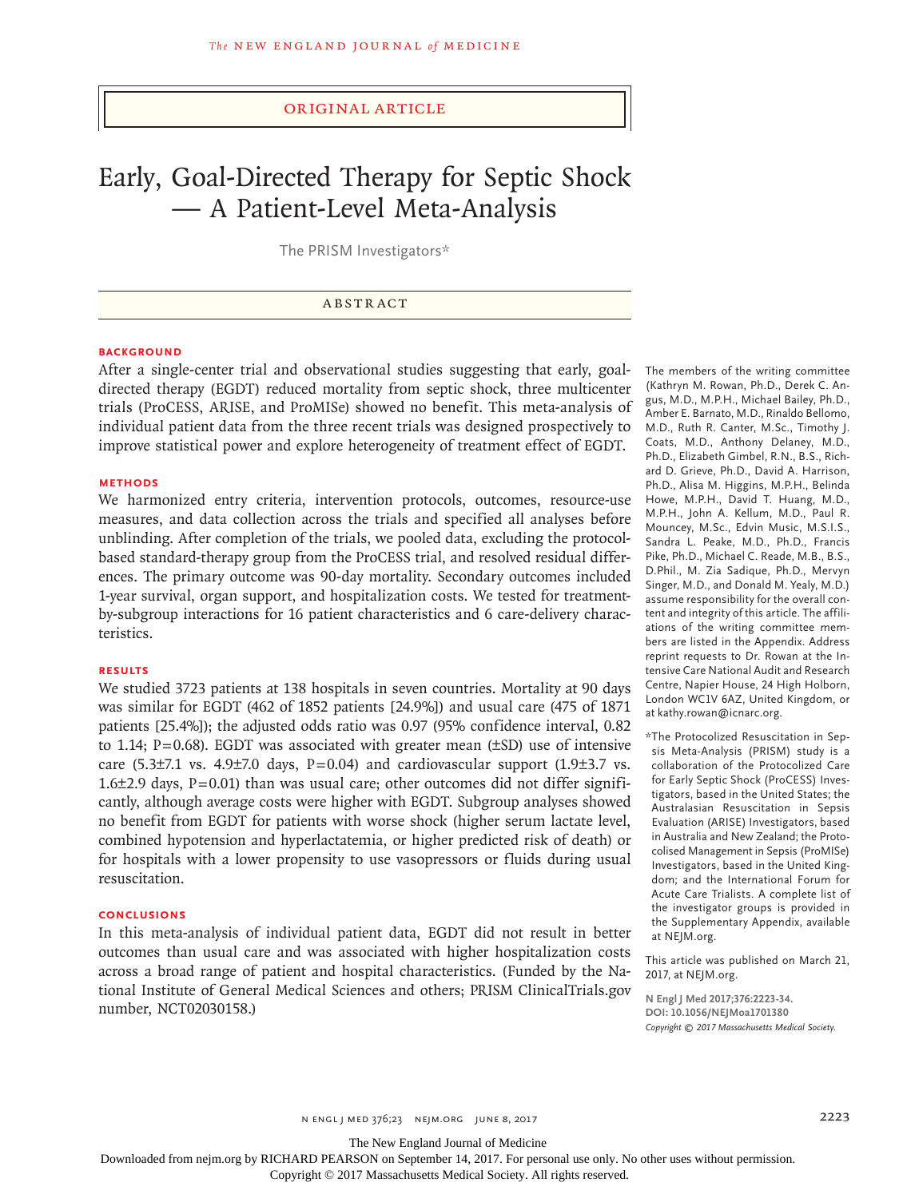ORIGINAL ARTICLE

# Early, Goal-Directed Therapy for Septic Shock — A Patient-Level Meta-Analysis

The PRISM Investigators*

## ABSTRACT

### BACKGROUND

After a single-center trial and observational studies suggesting that early, goal-directed therapy (EGDT) reduced mortality from septic shock, three multicenter trials (ProCESS, ARISE, and ProMISe) showed no benefit. This meta-analysis of individual patient data from the three recent trials was designed prospectively to improve statistical power and explore heterogeneity of treatment effect of EGDT.

### METHODS

We harmonized entry criteria, intervention protocols, outcomes, resource-use measures, and data collection across the trials and specified all analyses before unblinding. After completion of the trials, we pooled data, excluding the protocol-based standard-therapy group from the ProCESS trial, and resolved residual differences. The primary outcome was 90-day mortality. Secondary outcomes included 1-year survival, organ support, and hospitalization costs. We tested for treatment-by-subgroup interactions for 16 patient characteristics and 6 care-delivery characteristics.

### RESULTS

We studied 3723 patients at 138 hospitals in seven countries. Mortality at 90 days was similar for EGDT (462 of 1852 patients [24.9%]) and usual care (475 of 1871 patients [25.4%]); the adjusted odds ratio was 0.97 (95% confidence interval, 0.82 to 1.14; P=0.68). EGDT was associated with greater mean (±SD) use of intensive care (5.3±7.1 vs. 4.9±7.0 days, P=0.04) and cardiovascular support (1.9±3.7 vs. 1.6±2.9 days, P=0.01) than was usual care; other outcomes did not differ significantly, although average costs were higher with EGDT. Subgroup analyses showed no benefit from EGDT for patients with worse shock (higher serum lactate level, combined hypotension and hyperlactatemia, or higher predicted risk of death) or for hospitals with a lower propensity to use vasopressors or fluids during usual resuscitation.

### CONCLUSIONS

In this meta-analysis of individual patient data, EGDT did not result in better outcomes than usual care and was associated with higher hospitalization costs across a broad range of patient and hospital characteristics. (Funded by the National Institute of General Medical Sciences and others; PRISM ClinicalTrials.gov number, NCT02030158.)

The members of the writing committee (Kathryn M. Rowan, Ph.D., Derek C. Angus, M.D., M.P.H., Michael Bailey, Ph.D., Amber E. Barnato, M.D., Rinaldo Bellomo, M.D., Ruth R. Canter, M.Sc., Timothy J. Coats, M.D., Anthony Delaney, M.D., Ph.D., Elizabeth Gimbel, R.N., B.S., Richard D. Grieve, Ph.D., David A. Harrison, Ph.D., Alisa M. Higgins, M.P.H., Belinda Howe, M.P.H., David T. Huang, M.D., M.P.H., John A. Kellum, M.D., Paul R. Mouncey, M.Sc., Edvin Music, M.S.I.S., Sandra L. Peake, M.D., Ph.D., Francis Pike, Ph.D., Michael C. Reade, M.B., B.S., D.Phil., M. Zia Sadique, Ph.D., Mervyn Singer, M.D., and Donald M. Yealy, M.D.) assume responsibility for the overall content and integrity of this article. The affiliations of the writing committee members are listed in the Appendix. Address reprint requests to Dr. Rowan at the Intensive Care National Audit and Research Centre, Napier House, 24 High Holborn, London WC1V 6AZ, United Kingdom, or at kathy.rowan@icnarc.org.

*The Protocolized Resuscitation in Sepsis Meta-Analysis (PRISM) study is a collaboration of the Protocolized Care for Early Septic Shock (ProCESS) Investigators, based in the United States; the Australasian Resuscitation in Sepsis Evaluation (ARISE) Investigators, based in Australia and New Zealand; the Protocolised Management in Sepsis (ProMISe) Investigators, based in the United Kingdom; and the International Forum for Acute Care Trialists. A complete list of the investigator groups is provided in the Supplementary Appendix, available at NEJM.org.

This article was published on March 21, 2017, at NEJM.org.

N Engl J Med 2017;376:2223-34.
DOI: 10.1056/NEJMoa1701380
Copyright © 2017 Massachusetts Medical Society.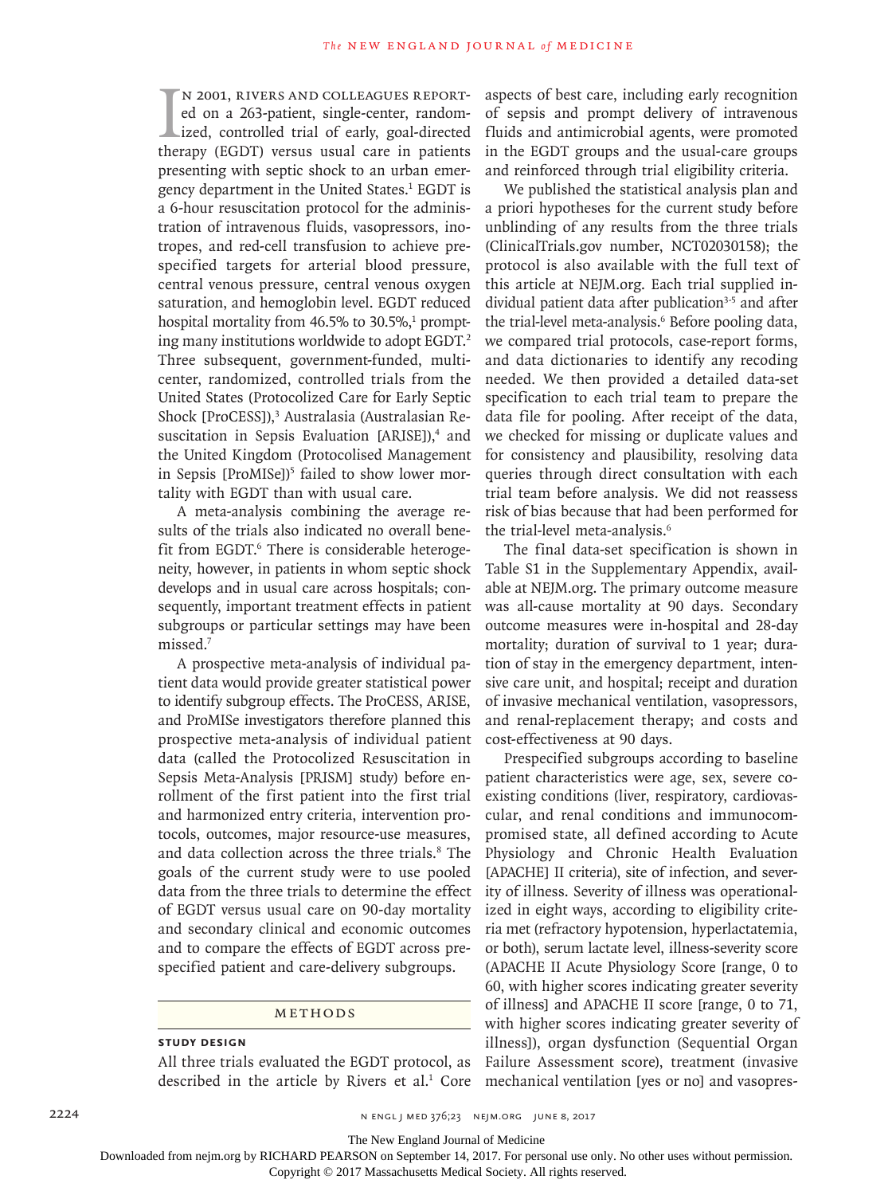In 2001, Rivers and colleagues reported on a 263-patient, single-center, randomized, controlled trial of early, goal-directed therapy (EGDT) versus usual care in patients presenting with septic shock to an urban emergency department in the United States.[1] EGDT is a 6-hour resuscitation protocol for the administration of intravenous fluids, vasopressors, inotropes, and red-cell transfusion to achieve prespecified targets for arterial blood pressure, central venous pressure, central venous oxygen saturation, and hemoglobin level. EGDT reduced hospital mortality from 46.5% to 30.5%,[1] prompting many institutions worldwide to adopt EGDT.[2] Three subsequent, government-funded, multicenter, randomized, controlled trials from the United States (Protocolized Care for Early Septic Shock [ProCESS]),[3] Australasia (Australasian Resuscitation in Sepsis Evaluation [ARISE]),[4] and the United Kingdom (Protocolised Management in Sepsis [ProMISe])[5] failed to show lower mortality with EGDT than with usual care.

A meta-analysis combining the average results of the trials also indicated no overall benefit from EGDT.[6] There is considerable heterogeneity, however, in patients in whom septic shock develops and in usual care across hospitals; consequently, important treatment effects in patient subgroups or particular settings may have been missed.[7]

A prospective meta-analysis of individual patient data would provide greater statistical power to identify subgroup effects. The ProCESS, ARISE, and ProMISe investigators therefore planned this prospective meta-analysis of individual patient data (called the Protocolized Resuscitation in Sepsis Meta-Analysis [PRISM] study) before enrollment of the first patient into the first trial and harmonized entry criteria, intervention protocols, outcomes, major resource-use measures, and data collection across the three trials.[8] The goals of the current study were to use pooled data from the three trials to determine the effect of EGDT versus usual care on 90-day mortality and secondary clinical and economic outcomes and to compare the effects of EGDT across prespecified patient and care-delivery subgroups.

## Methods

### Study Design

All three trials evaluated the EGDT protocol, as described in the article by Rivers et al.[1] Core aspects of best care, including early recognition of sepsis and prompt delivery of intravenous fluids and antimicrobial agents, were promoted in the EGDT groups and the usual-care groups and reinforced through trial eligibility criteria.

We published the statistical analysis plan and a priori hypotheses for the current study before unblinding of any results from the three trials (ClinicalTrials.gov number, NCT02030158); the protocol is also available with the full text of this article at NEJM.org. Each trial supplied individual patient data after publication[3-5] and after the trial-level meta-analysis.[6] Before pooling data, we compared trial protocols, case-report forms, and data dictionaries to identify any recoding needed. We then provided a detailed data-set specification to each trial team to prepare the data file for pooling. After receipt of the data, we checked for missing or duplicate values and for consistency and plausibility, resolving data queries through direct consultation with each trial team before analysis. We did not reassess risk of bias because that had been performed for the trial-level meta-analysis.[6]

The final data-set specification is shown in Table S1 in the Supplementary Appendix, available at NEJM.org. The primary outcome measure was all-cause mortality at 90 days. Secondary outcome measures were in-hospital and 28-day mortality; duration of survival to 1 year; duration of stay in the emergency department, intensive care unit, and hospital; receipt and duration of invasive mechanical ventilation, vasopressors, and renal-replacement therapy; and costs and cost-effectiveness at 90 days.

Prespecified subgroups according to baseline patient characteristics were age, sex, severe coexisting conditions (liver, respiratory, cardiovascular, and renal conditions and immunocompromised state, all defined according to Acute Physiology and Chronic Health Evaluation [APACHE] II criteria), site of infection, and severity of illness. Severity of illness was operationalized in eight ways, according to eligibility criteria met (refractory hypotension, hyperlactatemia, or both), serum lactate level, illness-severity score (APACHE II Acute Physiology Score [range, 0 to 60, with higher scores indicating greater severity of illness] and APACHE II score [range, 0 to 71, with higher scores indicating greater severity of illness]), organ dysfunction (Sequential Organ Failure Assessment score), treatment (invasive mechanical ventilation [yes or no] and vasopres-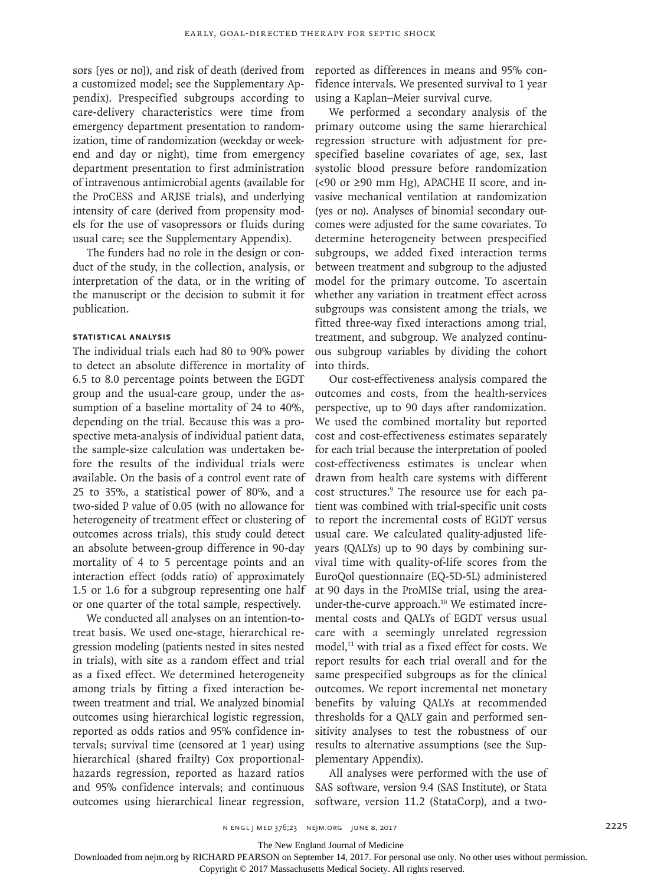sors [yes or no]), and risk of death (derived from a customized model; see the Supplementary Appendix). Prespecified subgroups according to care-delivery characteristics were time from emergency department presentation to randomization, time of randomization (weekday or weekend and day or night), time from emergency department presentation to first administration of intravenous antimicrobial agents (available for the ProCESS and ARISE trials), and underlying intensity of care (derived from propensity models for the use of vasopressors or fluids during usual care; see the Supplementary Appendix).

The funders had no role in the design or conduct of the study, in the collection, analysis, or interpretation of the data, or in the writing of the manuscript or the decision to submit it for publication.

### Statistical Analysis

The individual trials each had 80 to 90% power to detect an absolute difference in mortality of 6.5 to 8.0 percentage points between the EGDT group and the usual-care group, under the assumption of a baseline mortality of 24 to 40%, depending on the trial. Because this was a prospective meta-analysis of individual patient data, the sample-size calculation was undertaken before the results of the individual trials were available. On the basis of a control event rate of 25 to 35%, a statistical power of 80%, and a two-sided P value of 0.05 (with no allowance for heterogeneity of treatment effect or clustering of outcomes across trials), this study could detect an absolute between-group difference in 90-day mortality of 4 to 5 percentage points and an interaction effect (odds ratio) of approximately 1.5 or 1.6 for a subgroup representing one half or one quarter of the total sample, respectively.

We conducted all analyses on an intention-to-treat basis. We used one-stage, hierarchical regression modeling (patients nested in sites nested in trials), with site as a random effect and trial as a fixed effect. We determined heterogeneity among trials by fitting a fixed interaction between treatment and trial. We analyzed binomial outcomes using hierarchical logistic regression, reported as odds ratios and 95% confidence intervals; survival time (censored at 1 year) using hierarchical (shared frailty) Cox proportional-hazards regression, reported as hazard ratios and 95% confidence intervals; and continuous outcomes using hierarchical linear regression, reported as differences in means and 95% confidence intervals. We presented survival to 1 year using a Kaplan–Meier survival curve.

We performed a secondary analysis of the primary outcome using the same hierarchical regression structure with adjustment for prespecified baseline covariates of age, sex, last systolic blood pressure before randomization (<90 or ≥90 mm Hg), APACHE II score, and invasive mechanical ventilation at randomization (yes or no). Analyses of binomial secondary outcomes were adjusted for the same covariates. To determine heterogeneity between prespecified subgroups, we added fixed interaction terms between treatment and subgroup to the adjusted model for the primary outcome. To ascertain whether any variation in treatment effect across subgroups was consistent among the trials, we fitted three-way fixed interactions among trial, treatment, and subgroup. We analyzed continuous subgroup variables by dividing the cohort into thirds.

Our cost-effectiveness analysis compared the outcomes and costs, from the health-services perspective, up to 90 days after randomization. We used the combined mortality but reported cost and cost-effectiveness estimates separately for each trial because the interpretation of pooled cost-effectiveness estimates is unclear when drawn from health care systems with different cost structures.[9] The resource use for each patient was combined with trial-specific unit costs to report the incremental costs of EGDT versus usual care. We calculated quality-adjusted life-years (QALYs) up to 90 days by combining survival time with quality-of-life scores from the EuroQol questionnaire (EQ-5D-5L) administered at 90 days in the ProMISe trial, using the area-under-the-curve approach.[10] We estimated incremental costs and QALYs of EGDT versus usual care with a seemingly unrelated regression model,[11] with trial as a fixed effect for costs. We report results for each trial overall and for the same prespecified subgroups as for the clinical outcomes. We report incremental net monetary benefits by valuing QALYs at recommended thresholds for a QALY gain and performed sensitivity analyses to test the robustness of our results to alternative assumptions (see the Supplementary Appendix).

All analyses were performed with the use of SAS software, version 9.4 (SAS Institute), or Stata software, version 11.2 (StataCorp), and a two-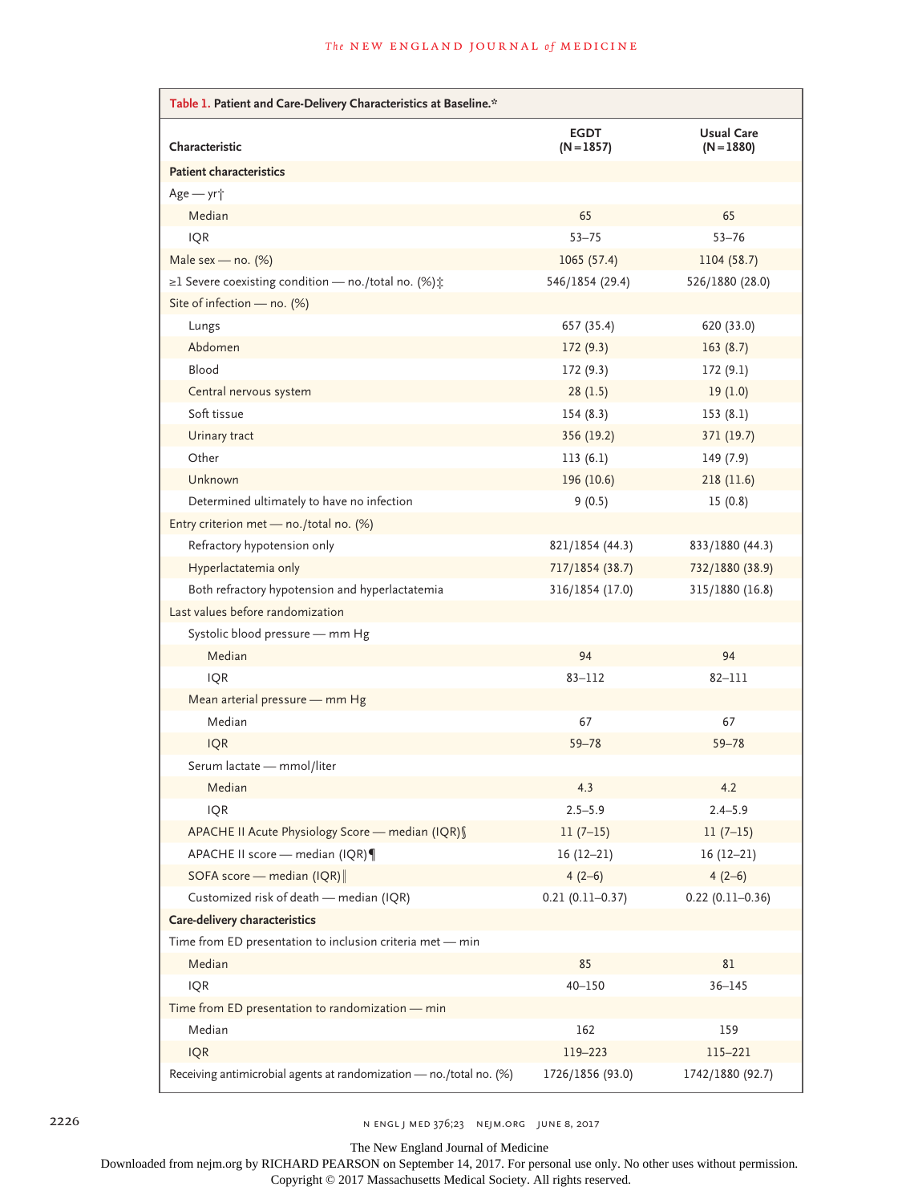**Table 1. Patient and Care-Delivery Characteristics at Baseline.***

| Characteristic | EGDT (N = 1857) | Usual Care (N = 1880) |
|---|---|---|
| **Patient characteristics** | | |
| Age — yr† | | |
| Median | 65 | 65 |
| IQR | 53–75 | 53–76 |
| Male sex — no. (%) | 1065 (57.4) | 1104 (58.7) |
| ≥1 Severe coexisting condition — no./total no. (%)‡ | 546/1854 (29.4) | 526/1880 (28.0) |
| Site of infection — no. (%) | | |
| Lungs | 657 (35.4) | 620 (33.0) |
| Abdomen | 172 (9.3) | 163 (8.7) |
| Blood | 172 (9.3) | 172 (9.1) |
| Central nervous system | 28 (1.5) | 19 (1.0) |
| Soft tissue | 154 (8.3) | 153 (8.1) |
| Urinary tract | 356 (19.2) | 371 (19.7) |
| Other | 113 (6.1) | 149 (7.9) |
| Unknown | 196 (10.6) | 218 (11.6) |
| Determined ultimately to have no infection | 9 (0.5) | 15 (0.8) |
| Entry criterion met — no./total no. (%) | | |
| Refractory hypotension only | 821/1854 (44.3) | 833/1880 (44.3) |
| Hyperlactatemia only | 717/1854 (38.7) | 732/1880 (38.9) |
| Both refractory hypotension and hyperlactatemia | 316/1854 (17.0) | 315/1880 (16.8) |
| Last values before randomization | | |
| Systolic blood pressure — mm Hg | | |
| Median | 94 | 94 |
| IQR | 83–112 | 82–111 |
| Mean arterial pressure — mm Hg | | |
| Median | 67 | 67 |
| IQR | 59–78 | 59–78 |
| Serum lactate — mmol/liter | | |
| Median | 4.3 | 4.2 |
| IQR | 2.5–5.9 | 2.4–5.9 |
| APACHE II Acute Physiology Score — median (IQR)§ | 11 (7–15) | 11 (7–15) |
| APACHE II score — median (IQR)¶ | 16 (12–21) | 16 (12–21) |
| SOFA score — median (IQR)‖ | 4 (2–6) | 4 (2–6) |
| Customized risk of death — median (IQR) | 0.21 (0.11–0.37) | 0.22 (0.11–0.36) |
| **Care-delivery characteristics** | | |
| Time from ED presentation to inclusion criteria met — min | | |
| Median | 85 | 81 |
| IQR | 40–150 | 36–145 |
| Time from ED presentation to randomization — min | | |
| Median | 162 | 159 |
| IQR | 119–223 | 115–221 |
| Receiving antimicrobial agents at randomization — no./total no. (%) | 1726/1856 (93.0) | 1742/1880 (92.7) |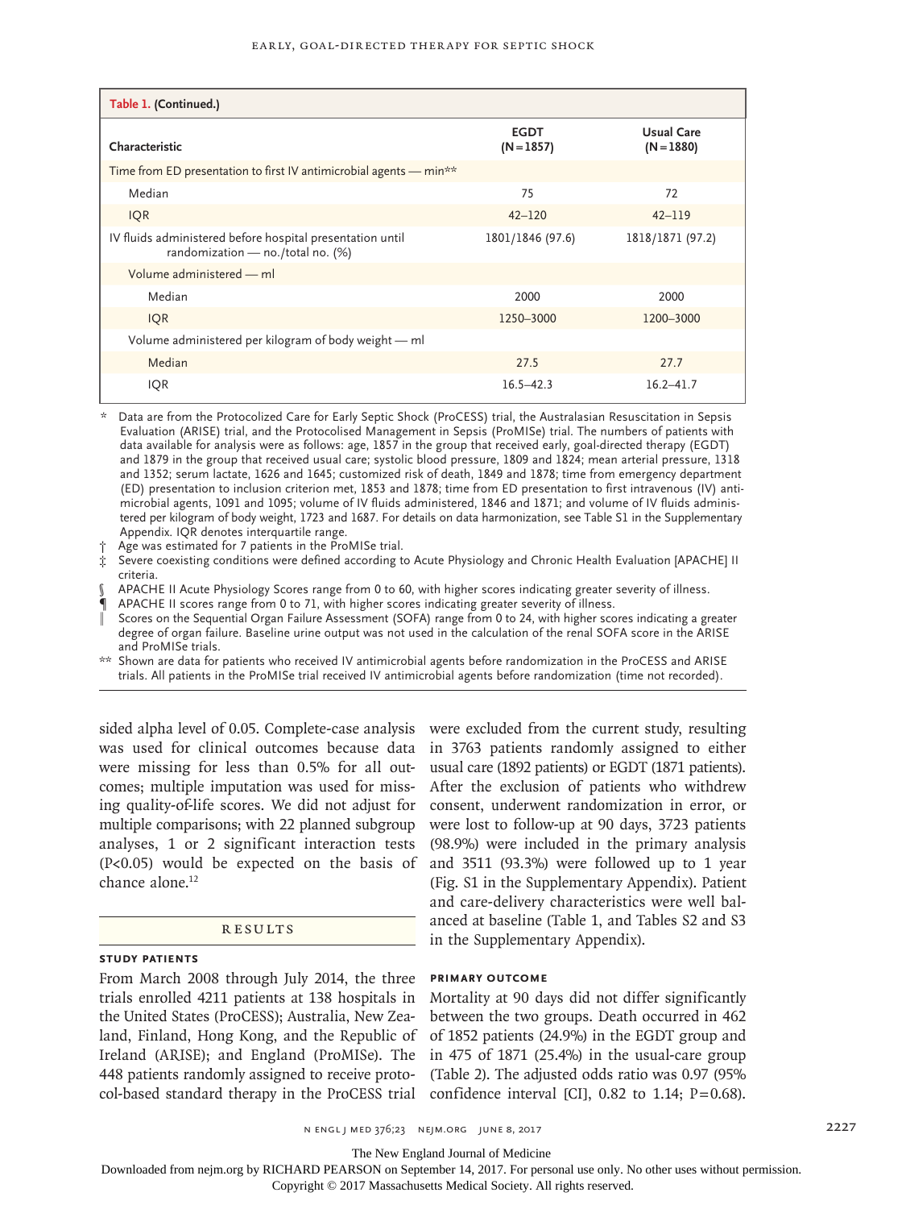**Table 1. (Continued.)**

| Characteristic | EGDT (N=1857) | Usual Care (N=1880) |
|---|---|---|
| Time from ED presentation to first IV antimicrobial agents — min** | | |
| Median | 75 | 72 |
| IQR | 42–120 | 42–119 |
| IV fluids administered before hospital presentation until randomization — no./total no. (%) | 1801/1846 (97.6) | 1818/1871 (97.2) |
| Volume administered — ml | | |
| Median | 2000 | 2000 |
| IQR | 1250–3000 | 1200–3000 |
| Volume administered per kilogram of body weight — ml | | |
| Median | 27.5 | 27.7 |
| IQR | 16.5–42.3 | 16.2–41.7 |

\* Data are from the Protocolized Care for Early Septic Shock (ProCESS) trial, the Australasian Resuscitation in Sepsis Evaluation (ARISE) trial, and the Protocolised Management in Sepsis (ProMISe) trial. The numbers of patients with data available for analysis were as follows: age, 1857 in the group that received early, goal-directed therapy (EGDT) and 1879 in the group that received usual care; systolic blood pressure, 1809 and 1824; mean arterial pressure, 1318 and 1352; serum lactate, 1626 and 1645; customized risk of death, 1849 and 1878; time from emergency department (ED) presentation to inclusion criterion met, 1853 and 1878; time from ED presentation to first intravenous (IV) antimicrobial agents, 1091 and 1095; volume of IV fluids administered, 1846 and 1871; and volume of IV fluids administered per kilogram of body weight, 1723 and 1687. For details on data harmonization, see Table S1 in the Supplementary Appendix. IQR denotes interquartile range.

† Age was estimated for 7 patients in the ProMISe trial.

‡ Severe coexisting conditions were defined according to Acute Physiology and Chronic Health Evaluation [APACHE] II criteria.

§ APACHE II Acute Physiology Scores range from 0 to 60, with higher scores indicating greater severity of illness.

¶ APACHE II scores range from 0 to 71, with higher scores indicating greater severity of illness.

‖ Scores on the Sequential Organ Failure Assessment (SOFA) range from 0 to 24, with higher scores indicating a greater degree of organ failure. Baseline urine output was not used in the calculation of the renal SOFA score in the ARISE and ProMISe trials.

** Shown are data for patients who received IV antimicrobial agents before randomization in the ProCESS and ARISE trials. All patients in the ProMISe trial received IV antimicrobial agents before randomization (time not recorded).

sided alpha level of 0.05. Complete-case analysis was used for clinical outcomes because data were missing for less than 0.5% for all outcomes; multiple imputation was used for missing quality-of-life scores. We did not adjust for multiple comparisons; with 22 planned subgroup analyses, 1 or 2 significant interaction tests ($P<0.05$) would be expected on the basis of chance alone.[12]

## RESULTS

### STUDY PATIENTS

From March 2008 through July 2014, the three trials enrolled 4211 patients at 138 hospitals in the United States (ProCESS); Australia, New Zealand, Finland, Hong Kong, and the Republic of Ireland (ARISE); and England (ProMISe). The 448 patients randomly assigned to receive protocol-based standard therapy in the ProCESS trial were excluded from the current study, resulting in 3763 patients randomly assigned to either usual care (1892 patients) or EGDT (1871 patients). After the exclusion of patients who withdrew consent, underwent randomization in error, or were lost to follow-up at 90 days, 3723 patients (98.9%) were included in the primary analysis and 3511 (93.3%) were followed up to 1 year (Fig. S1 in the Supplementary Appendix). Patient and care-delivery characteristics were well balanced at baseline (Table 1, and Tables S2 and S3 in the Supplementary Appendix).

### PRIMARY OUTCOME

Mortality at 90 days did not differ significantly between the two groups. Death occurred in 462 of 1852 patients (24.9%) in the EGDT group and in 475 of 1871 (25.4%) in the usual-care group (Table 2). The adjusted odds ratio was 0.97 (95% confidence interval [CI], 0.82 to 1.14; $P=0.68$).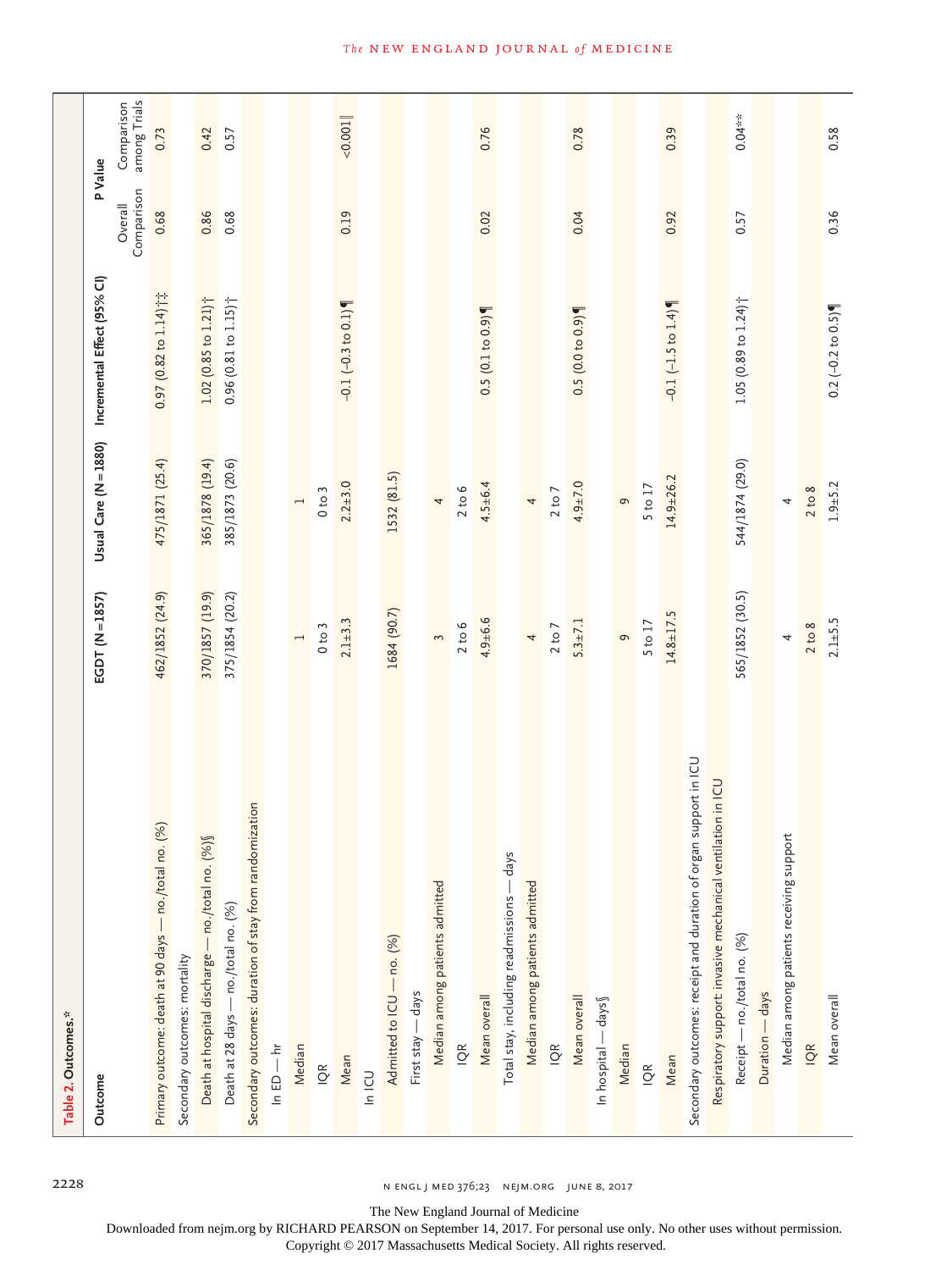**Table 2. Outcomes.***

| Outcome | EGDT (N=1857) | Usual Care (N=1880) | Incremental Effect (95% CI) | P Value | |
|---|---|---|---|---|---|
| | | | | Overall Comparison | Comparison among Trials |
| Primary outcome: death at 90 days — no./total no. (%) | 462/1852 (24.9) | 475/1871 (25.4) | 0.97 (0.82 to 1.14)†‡ | 0.68 | 0.73 |
| Secondary outcomes: mortality | | | | | |
| Death at hospital discharge — no./total no. (%)§ | 370/1857 (19.9) | 365/1878 (19.4) | 1.02 (0.85 to 1.21)† | 0.86 | 0.42 |
| Death at 28 days — no./total no. (%) | 375/1854 (20.2) | 385/1873 (20.6) | 0.96 (0.81 to 1.15)† | 0.68 | 0.57 |
| Secondary outcomes: duration of stay from randomization | | | | | |
| In ED — hr | | | | | |
| Median | 1 | 1 | | | |
| IQR | 0 to 3 | 0 to 3 | | | |
| Mean | 2.1±3.3 | 2.2±3.0 | −0.1 (−0.3 to 0.1)¶ | 0.19 | <0.001‖ |
| In ICU | | | | | |
| Admitted to ICU — no. (%) | 1684 (90.7) | 1532 (81.5) | | | |
| First stay — days | | | | | |
| Median among patients admitted | 3 | 4 | | | |
| IQR | 2 to 6 | 2 to 6 | | | |
| Mean overall | 4.9±6.6 | 4.5±6.4 | 0.5 (0.1 to 0.9)¶ | 0.02 | 0.76 |
| Total stay, including readmissions — days | | | | | |
| Median among patients admitted | 4 | 4 | | | |
| IQR | 2 to 7 | 2 to 7 | | | |
| Mean overall | 5.3±7.1 | 4.9±7.0 | 0.5 (0.0 to 0.9)¶ | 0.04 | 0.78 |
| In hospital — days§ | | | | | |
| Median | 9 | 9 | | | |
| IQR | 5 to 17 | 5 to 17 | | | |
| Mean | 14.8±17.5 | 14.9±26.2 | −0.1 (−1.5 to 1.4)¶ | 0.92 | 0.39 |
| Secondary outcomes: receipt and duration of organ support in ICU | | | | | |
| Respiratory support: invasive mechanical ventilation in ICU | | | | | |
| Receipt — no./total no. (%) | 565/1852 (30.5) | 544/1874 (29.0) | 1.05 (0.89 to 1.24)† | 0.57 | 0.04** |
| Duration — days | | | | | |
| Median among patients receiving support | 4 | 4 | | | |
| IQR | 2 to 8 | 2 to 8 | | | |
| Mean overall | 2.1±5.5 | 1.9±5.2 | 0.2 (−0.2 to 0.5)¶ | 0.36 | 0.58 |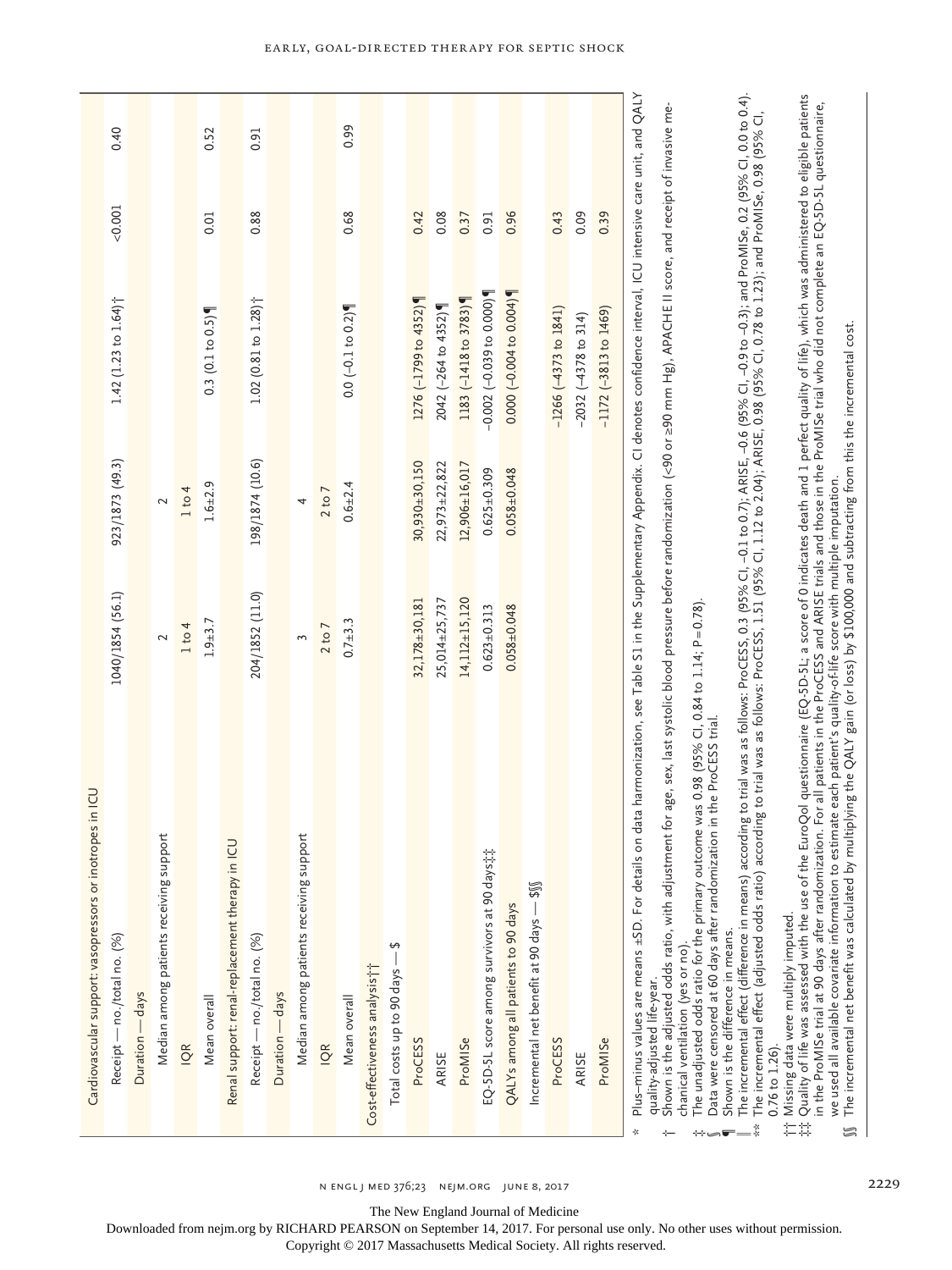| | | | | | |
|---|---|---|---|---|---|
| Cardiovascular support: vasopressors or inotropes in ICU | | | | | |
| Receipt — no./total no. (%) | 1040/1854 (56.1) | 923/1873 (49.3) | 1.42 (1.23 to 1.64)† | <0.001 | 0.40 |
| Duration — days | | | | | |
| Median among patients receiving support | 2 | 2 | | | |
| IQR | 1 to 4 | 1 to 4 | | | |
| Mean overall | 1.9±3.7 | 1.6±2.9 | 0.3 (0.1 to 0.5)¶ | 0.01 | 0.52 |
| Renal support: renal-replacement therapy in ICU | | | | | |
| Receipt — no./total no. (%) | 204/1852 (11.0) | 198/1874 (10.6) | 1.02 (0.81 to 1.28)† | 0.88 | 0.91 |
| Duration — days | | | | | |
| Median among patients receiving support | 3 | 4 | | | |
| IQR | 2 to 7 | 2 to 7 | | | |
| Mean overall | 0.7±3.3 | 0.6±2.4 | 0.0 (−0.1 to 0.2)¶ | 0.68 | 0.99 |
| Cost-effectiveness analysis†† | | | | | |
| Total costs up to 90 days — $ | | | | | |
| ProCESS | 32,178±30,181 | 30,930±30,150 | 1276 (−1799 to 4352)¶ | 0.42 | |
| ARISE | 25,014±25,737 | 22,973±22,822 | 2042 (−264 to 4352)¶ | 0.08 | |
| ProMISe | 14,112±15,120 | 12,906±16,017 | 1183 (−1418 to 3783)¶ | 0.37 | |
| EQ-5D-5L score among survivors at 90 days‡‡ | 0.623±0.313 | 0.625±0.309 | −0.002 (−0.039 to 0.000)¶ | 0.91 | |
| QALYs among all patients to 90 days | 0.058±0.048 | 0.058±0.048 | 0.000 (−0.004 to 0.004)¶ | 0.96 | |
| Incremental net benefit at 90 days — $§§ | | | | | |
| ProCESS | | | −1266 (−4373 to 1841) | 0.43 | |
| ARISE | | | −2032 (−4378 to 314) | 0.09 | |
| ProMISe | | | −1172 (−3813 to 1469) | 0.39 | |

\* Plus–minus values are means ±SD. For details on data harmonization, see Table S1 in the Supplementary Appendix. CI denotes confidence interval, ICU intensive care unit, and QALY quality-adjusted life-year.

† Shown is the adjusted odds ratio, with adjustment for age, sex, last systolic blood pressure before randomization (<90 or ≥90 mm Hg), APACHE II score, and receipt of invasive mechanical ventilation (yes or no).

‡ The unadjusted odds ratio for the primary outcome was 0.98 (95% CI, 0.84 to 1.14; P=0.78).

§ Data were censored at 60 days after randomization in the ProCESS trial.

¶ Shown is the difference in means.

‖ The incremental effect (difference in means) according to trial was as follows: ProCESS, 0.3 (95% CI, −0.1 to 0.7); ARISE, −0.6 (95% CI, −0.9 to −0.3); and ProMISe, 0.2 (95% CI, 0.0 to 0.4).

\*\* The incremental effect (adjusted odds ratio) according to trial was as follows: ProCESS, 1.51 (95% CI, 1.12 to 2.04); ARISE, 0.98 (95% CI, 0.78 to 1.23); and ProMISe, 0.98 (95% CI, 0.76 to 1.26).

†† Missing data were multiply imputed.

‡‡ Quality of life was assessed with the use of the EuroQol questionnaire (EQ-5D-5L; a score of 0 indicates death and 1 perfect quality of life), which was administered to eligible patients in the ProMISe trial at 90 days after randomization. For all patients in the ProCESS and ARISE trials and those in the ProMISe trial who did not complete an EQ-5D-5L questionnaire, we used all available covariate information to estimate each patient's quality-of-life score with multiple imputation.

§§ The incremental net benefit was calculated by multiplying the QALY gain (or loss) by $100,000 and subtracting from this the incremental cost.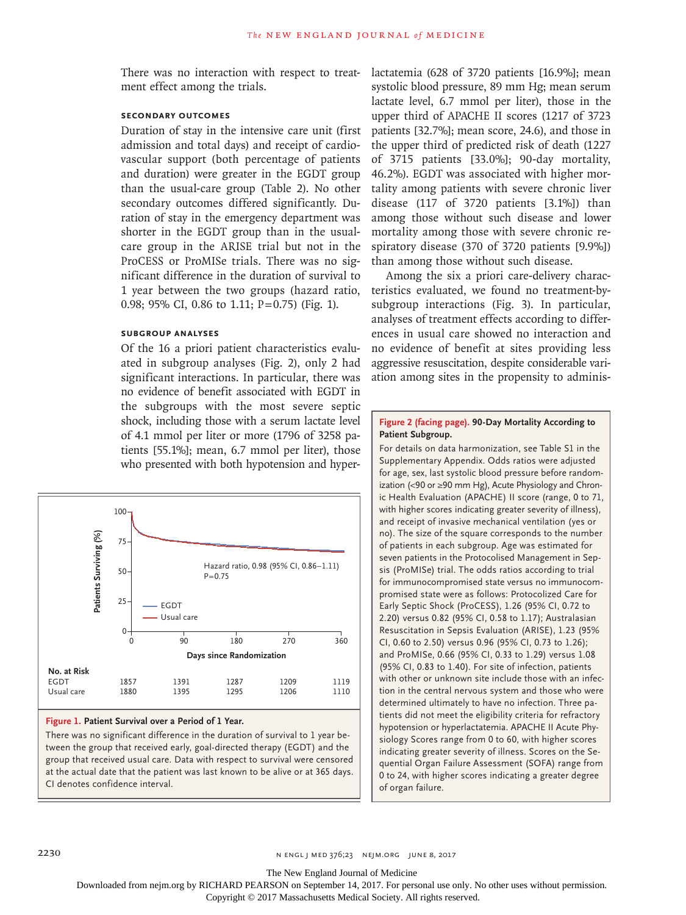There was no interaction with respect to treatment effect among the trials.

### SECONDARY OUTCOMES

Duration of stay in the intensive care unit (first admission and total days) and receipt of cardiovascular support (both percentage of patients and duration) were greater in the EGDT group than the usual-care group (Table 2). No other secondary outcomes differed significantly. Duration of stay in the emergency department was shorter in the EGDT group than in the usual-care group in the ARISE trial but not in the ProCESS or ProMISe trials. There was no significant difference in the duration of survival to 1 year between the two groups (hazard ratio, 0.98; 95% CI, 0.86 to 1.11; P=0.75) (Fig. 1).

### SUBGROUP ANALYSES

Of the 16 a priori patient characteristics evaluated in subgroup analyses (Fig. 2), only 2 had significant interactions. In particular, there was no evidence of benefit associated with EGDT in the subgroups with the most severe septic shock, including those with a serum lactate level of 4.1 mmol per liter or more (1796 of 3258 patients [55.1%]; mean, 6.7 mmol per liter), those who presented with both hypotension and hyperlactatemia (628 of 3720 patients [16.9%]; mean systolic blood pressure, 89 mm Hg; mean serum lactate level, 6.7 mmol per liter), those in the upper third of APACHE II scores (1217 of 3723 patients [32.7%]; mean score, 24.6), and those in the upper third of predicted risk of death (1227 of 3715 patients [33.0%]; 90-day mortality, 46.2%). EGDT was associated with higher mortality among patients with severe chronic liver disease (117 of 3720 patients [3.1%]) than among those without such disease and lower mortality among those with severe chronic respiratory disease (370 of 3720 patients [9.9%]) than among those without such disease.

Among the six a priori care-delivery characteristics evaluated, we found no treatment-by-subgroup interactions (Fig. 3). In particular, analyses of treatment effects according to differences in usual care showed no interaction and no evidence of benefit at sites providing less aggressive resuscitation, despite considerable variation among sites in the propensity to adminis-

Hazard ratio, 0.98 (95% CI, 0.86–1.11)
P=0.75

| No. at Risk | 0 | 90 | 180 | 270 | 360 |
|---|---|---|---|---|---|
| EGDT | 1857 | 1391 | 1287 | 1209 | 1119 |
| Usual care | 1880 | 1395 | 1295 | 1206 | 1110 |

**Figure 1. Patient Survival over a Period of 1 Year.**

There was no significant difference in the duration of survival to 1 year between the group that received early, goal-directed therapy (EGDT) and the group that received usual care. Data with respect to survival were censored at the actual date that the patient was last known to be alive or at 365 days. CI denotes confidence interval.

**Figure 2 (facing page). 90-Day Mortality According to Patient Subgroup.**

For details on data harmonization, see Table S1 in the Supplementary Appendix. Odds ratios were adjusted for age, sex, last systolic blood pressure before randomization (<90 or ≥90 mm Hg), Acute Physiology and Chronic Health Evaluation (APACHE) II score (range, 0 to 71, with higher scores indicating greater severity of illness), and receipt of invasive mechanical ventilation (yes or no). The size of the square corresponds to the number of patients in each subgroup. Age was estimated for seven patients in the Protocolised Management in Sepsis (ProMISe) trial. The odds ratios according to trial for immunocompromised state versus no immunocompromised state were as follows: Protocolized Care for Early Septic Shock (ProCESS), 1.26 (95% CI, 0.72 to 2.20) versus 0.82 (95% CI, 0.58 to 1.17); Australasian Resuscitation in Sepsis Evaluation (ARISE), 1.23 (95% CI, 0.60 to 2.50) versus 0.96 (95% CI, 0.73 to 1.26); and ProMISe, 0.66 (95% CI, 0.33 to 1.29) versus 1.08 (95% CI, 0.83 to 1.40). For site of infection, patients with other or unknown site include those with an infection in the central nervous system and those who were determined ultimately to have no infection. Three patients did not meet the eligibility criteria for refractory hypotension or hyperlactatemia. APACHE II Acute Physiology Scores range from 0 to 60, with higher scores indicating greater severity of illness. Scores on the Sequential Organ Failure Assessment (SOFA) range from 0 to 24, with higher scores indicating a greater degree of organ failure.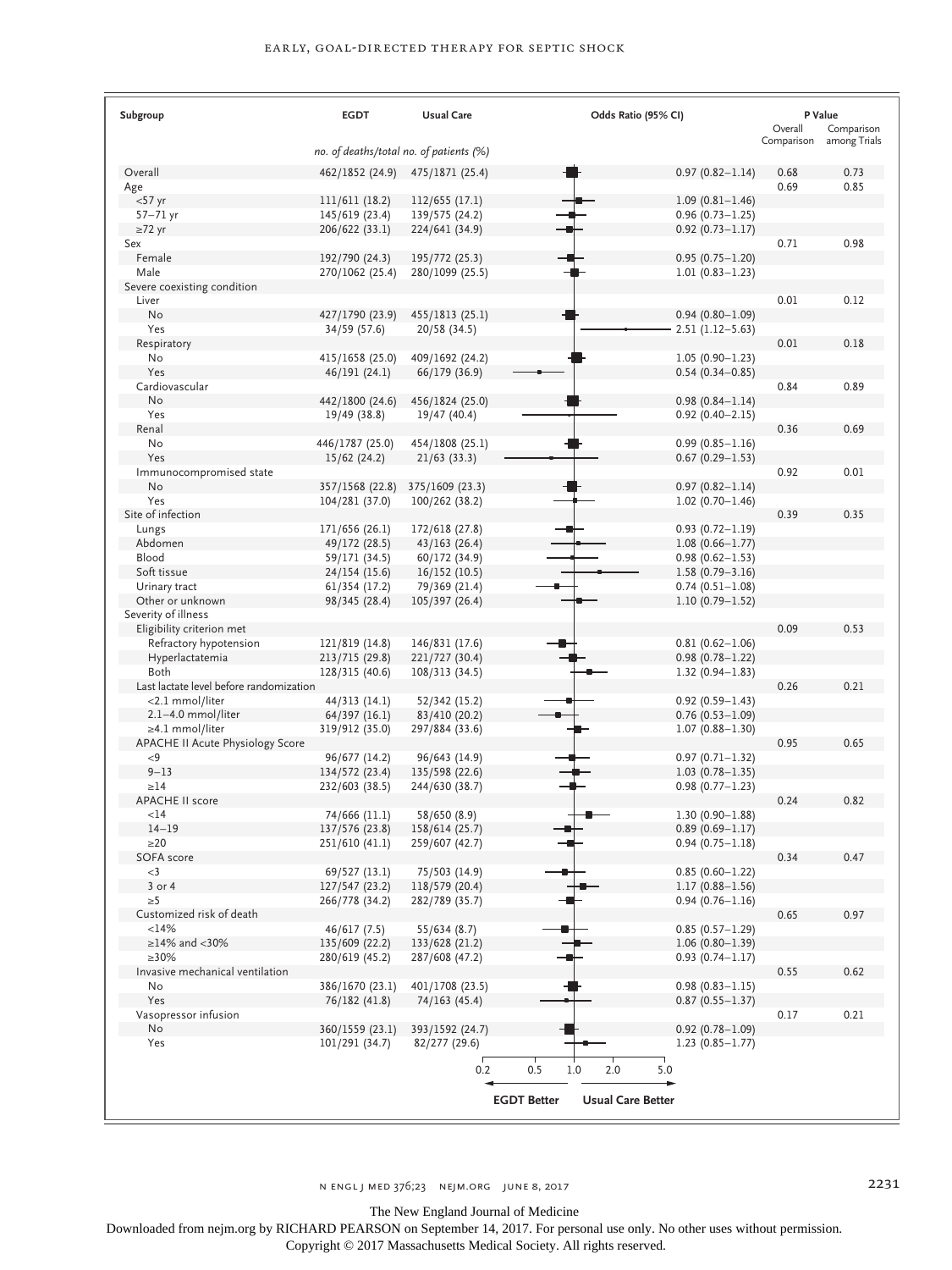| Subgroup | EGDT | Usual Care | Odds Ratio (95% CI) | P Value Overall Comparison | P Value Comparison among Trials |
|---|---|---|---|---|---|
| | *no. of deaths/total no. of patients (%)* | | | | |
| Overall | 462/1852 (24.9) | 475/1871 (25.4) | 0.97 (0.82–1.14) | 0.68 | 0.73 |
| Age | | | | 0.69 | 0.85 |
| <57 yr | 111/611 (18.2) | 112/655 (17.1) | 1.09 (0.81–1.46) | | |
| 57–71 yr | 145/619 (23.4) | 139/575 (24.2) | 0.96 (0.73–1.25) | | |
| ≥72 yr | 206/622 (33.1) | 224/641 (34.9) | 0.92 (0.73–1.17) | | |
| Sex | | | | 0.71 | 0.98 |
| Female | 192/790 (24.3) | 195/772 (25.3) | 0.95 (0.75–1.20) | | |
| Male | 270/1062 (25.4) | 280/1099 (25.5) | 1.01 (0.83–1.23) | | |
| Severe coexisting condition | | | | | |
| Liver | | | | 0.01 | 0.12 |
| No | 427/1790 (23.9) | 455/1813 (25.1) | 0.94 (0.80–1.09) | | |
| Yes | 34/59 (57.6) | 20/58 (34.5) | 2.51 (1.12–5.63) | | |
| Respiratory | | | | 0.01 | 0.18 |
| No | 415/1658 (25.0) | 409/1692 (24.2) | 1.05 (0.90–1.23) | | |
| Yes | 46/191 (24.1) | 66/179 (36.9) | 0.54 (0.34–0.85) | | |
| Cardiovascular | | | | 0.84 | 0.89 |
| No | 442/1800 (24.6) | 456/1824 (25.0) | 0.98 (0.84–1.14) | | |
| Yes | 19/49 (38.8) | 19/47 (40.4) | 0.92 (0.40–2.15) | | |
| Renal | | | | 0.36 | 0.69 |
| No | 446/1787 (25.0) | 454/1808 (25.1) | 0.99 (0.85–1.16) | | |
| Yes | 15/62 (24.2) | 21/63 (33.3) | 0.67 (0.29–1.53) | | |
| Immunocompromised state | | | | 0.92 | 0.01 |
| No | 357/1568 (22.8) | 375/1609 (23.3) | 0.97 (0.82–1.14) | | |
| Yes | 104/281 (37.0) | 100/262 (38.2) | 1.02 (0.70–1.46) | | |
| Site of infection | | | | 0.39 | 0.35 |
| Lungs | 171/656 (26.1) | 172/618 (27.8) | 0.93 (0.72–1.19) | | |
| Abdomen | 49/172 (28.5) | 43/163 (26.4) | 1.08 (0.66–1.77) | | |
| Blood | 59/171 (34.5) | 60/172 (34.9) | 0.98 (0.62–1.53) | | |
| Soft tissue | 24/154 (15.6) | 16/152 (10.5) | 1.58 (0.79–3.16) | | |
| Urinary tract | 61/354 (17.2) | 79/369 (21.4) | 0.74 (0.51–1.08) | | |
| Other or unknown | 98/345 (28.4) | 105/397 (26.4) | 1.10 (0.79–1.52) | | |
| Severity of illness | | | | | |
| Eligibility criterion met | | | | 0.09 | 0.53 |
| Refractory hypotension | 121/819 (14.8) | 146/831 (17.6) | 0.81 (0.62–1.06) | | |
| Hyperlactatemia | 213/715 (29.8) | 221/727 (30.4) | 0.98 (0.78–1.22) | | |
| Both | 128/315 (40.6) | 108/313 (34.5) | 1.32 (0.94–1.83) | | |
| Last lactate level before randomization | | | | 0.26 | 0.21 |
| <2.1 mmol/liter | 44/313 (14.1) | 52/342 (15.2) | 0.92 (0.59–1.43) | | |
| 2.1–4.0 mmol/liter | 64/397 (16.1) | 83/410 (20.2) | 0.76 (0.53–1.09) | | |
| ≥4.1 mmol/liter | 319/912 (35.0) | 297/884 (33.6) | 1.07 (0.88–1.30) | | |
| APACHE II Acute Physiology Score | | | | 0.95 | 0.65 |
| <9 | 96/677 (14.2) | 96/643 (14.9) | 0.97 (0.71–1.32) | | |
| 9–13 | 134/572 (23.4) | 135/598 (22.6) | 1.03 (0.78–1.35) | | |
| ≥14 | 232/603 (38.5) | 244/630 (38.7) | 0.98 (0.77–1.23) | | |
| APACHE II score | | | | 0.24 | 0.82 |
| <14 | 74/666 (11.1) | 58/650 (8.9) | 1.30 (0.90–1.88) | | |
| 14–19 | 137/576 (23.8) | 158/614 (25.7) | 0.89 (0.69–1.17) | | |
| ≥20 | 251/610 (41.1) | 259/607 (42.7) | 0.94 (0.75–1.18) | | |
| SOFA score | | | | 0.34 | 0.47 |
| <3 | 69/527 (13.1) | 75/503 (14.9) | 0.85 (0.60–1.22) | | |
| 3 or 4 | 127/547 (23.2) | 118/579 (20.4) | 1.17 (0.88–1.56) | | |
| ≥5 | 266/778 (34.2) | 282/789 (35.7) | 0.94 (0.76–1.16) | | |
| Customized risk of death | | | | 0.65 | 0.97 |
| <14% | 46/617 (7.5) | 55/634 (8.7) | 0.85 (0.57–1.29) | | |
| ≥14% and <30% | 135/609 (22.2) | 133/628 (21.2) | 1.06 (0.80–1.39) | | |
| ≥30% | 280/619 (45.2) | 287/608 (47.2) | 0.93 (0.74–1.17) | | |
| Invasive mechanical ventilation | | | | 0.55 | 0.62 |
| No | 386/1670 (23.1) | 401/1708 (23.5) | 0.98 (0.83–1.15) | | |
| Yes | 76/182 (41.8) | 74/163 (45.4) | 0.87 (0.55–1.37) | | |
| Vasopressor infusion | | | | 0.17 | 0.21 |
| No | 360/1559 (23.1) | 393/1592 (24.7) | 0.92 (0.78–1.09) | | |
| Yes | 101/291 (34.7) | 82/277 (29.6) | 1.23 (0.85–1.77) | | |

Odds ratio axis: 0.2, 0.5, 1.0, 2.0, 5.0 — ← EGDT Better | Usual Care Better →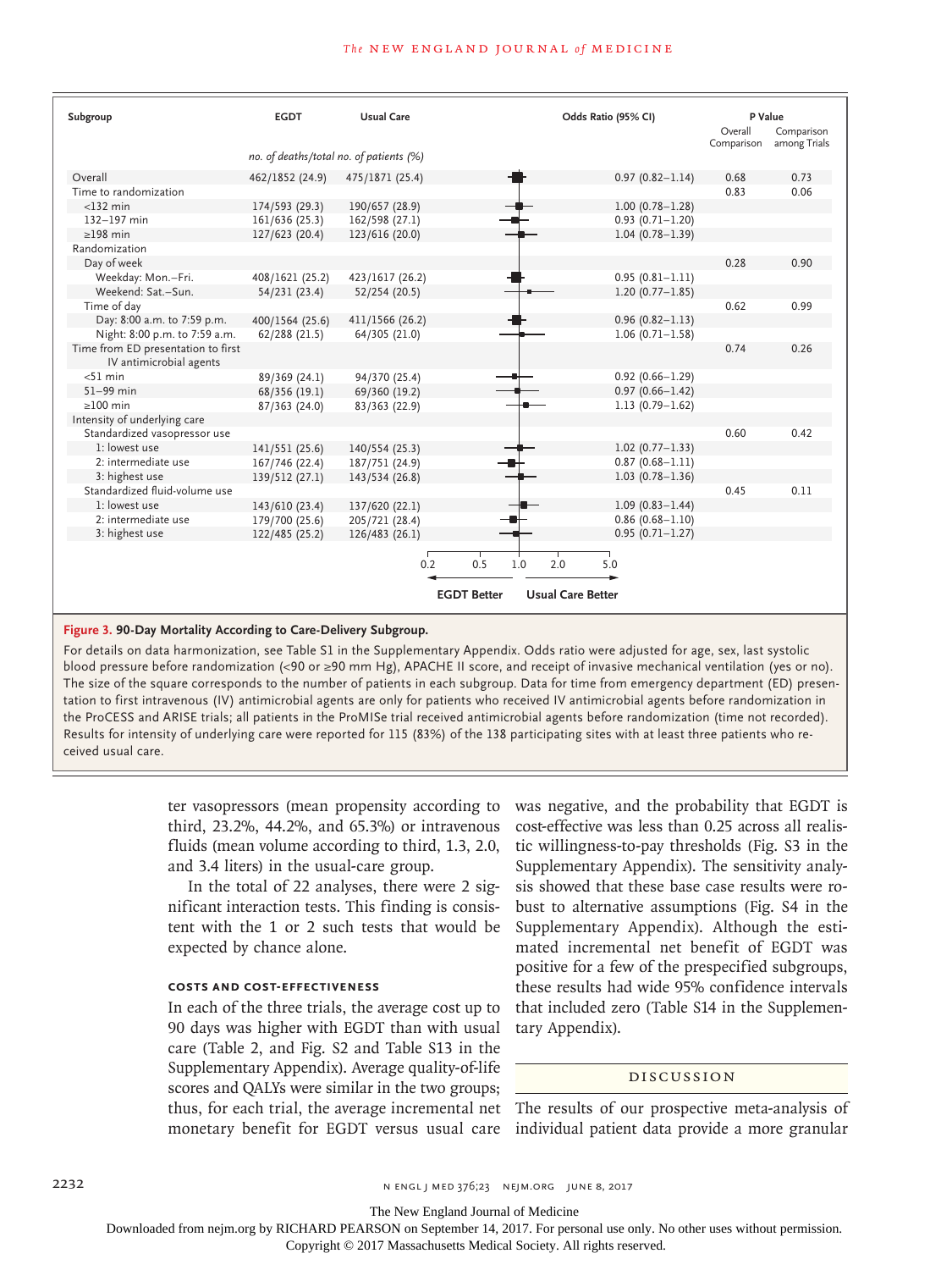| Subgroup | EGDT | Usual Care | Odds Ratio (95% CI) | P Value Overall Comparison | P Value Comparison among Trials |
|---|---|---|---|---|---|
| | *no. of deaths/total no. of patients (%)* | | | | |
| Overall | 462/1852 (24.9) | 475/1871 (25.4) | 0.97 (0.82–1.14) | 0.68 | 0.73 |
| Time to randomization | | | | 0.83 | 0.06 |
| <132 min | 174/593 (29.3) | 190/657 (28.9) | 1.00 (0.78–1.28) | | |
| 132–197 min | 161/636 (25.3) | 162/598 (27.1) | 0.93 (0.71–1.20) | | |
| ≥198 min | 127/623 (20.4) | 123/616 (20.0) | 1.04 (0.78–1.39) | | |
| Randomization | | | | | |
| Day of week | | | | 0.28 | 0.90 |
| Weekday: Mon.–Fri. | 408/1621 (25.2) | 423/1617 (26.2) | 0.95 (0.81–1.11) | | |
| Weekend: Sat.–Sun. | 54/231 (23.4) | 52/254 (20.5) | 1.20 (0.77–1.85) | | |
| Time of day | | | | 0.62 | 0.99 |
| Day: 8:00 a.m. to 7:59 p.m. | 400/1564 (25.6) | 411/1566 (26.2) | 0.96 (0.82–1.13) | | |
| Night: 8:00 p.m. to 7:59 a.m. | 62/288 (21.5) | 64/305 (21.0) | 1.06 (0.71–1.58) | | |
| Time from ED presentation to first IV antimicrobial agents | | | | 0.74 | 0.26 |
| <51 min | 89/369 (24.1) | 94/370 (25.4) | 0.92 (0.66–1.29) | | |
| 51–99 min | 68/356 (19.1) | 69/360 (19.2) | 0.97 (0.66–1.42) | | |
| ≥100 min | 87/363 (24.0) | 83/363 (22.9) | 1.13 (0.79–1.62) | | |
| Intensity of underlying care | | | | | |
| Standardized vasopressor use | | | | 0.60 | 0.42 |
| 1: lowest use | 141/551 (25.6) | 140/554 (25.3) | 1.02 (0.77–1.33) | | |
| 2: intermediate use | 167/746 (22.4) | 187/751 (24.9) | 0.87 (0.68–1.11) | | |
| 3: highest use | 139/512 (27.1) | 143/534 (26.8) | 1.03 (0.78–1.36) | | |
| Standardized fluid-volume use | | | | 0.45 | 0.11 |
| 1: lowest use | 143/610 (23.4) | 137/620 (22.1) | 1.09 (0.83–1.44) | | |
| 2: intermediate use | 179/700 (25.6) | 205/721 (28.4) | 0.86 (0.68–1.10) | | |
| 3: highest use | 122/485 (25.2) | 126/483 (26.1) | 0.95 (0.71–1.27) | | |

(Axis: 0.2, 0.5, 1.0, 2.0, 5.0; ← EGDT Better | Usual Care Better →)

**Figure 3. 90-Day Mortality According to Care-Delivery Subgroup.**

For details on data harmonization, see Table S1 in the Supplementary Appendix. Odds ratio were adjusted for age, sex, last systolic blood pressure before randomization (<90 or ≥90 mm Hg), APACHE II score, and receipt of invasive mechanical ventilation (yes or no). The size of the square corresponds to the number of patients in each subgroup. Data for time from emergency department (ED) presentation to first intravenous (IV) antimicrobial agents are only for patients who received IV antimicrobial agents before randomization in the ProCESS and ARISE trials; all patients in the ProMISe trial received antimicrobial agents before randomization (time not recorded). Results for intensity of underlying care were reported for 115 (83%) of the 138 participating sites with at least three patients who received usual care.

ter vasopressors (mean propensity according to third, 23.2%, 44.2%, and 65.3%) or intravenous fluids (mean volume according to third, 1.3, 2.0, and 3.4 liters) in the usual-care group.

In the total of 22 analyses, there were 2 significant interaction tests. This finding is consistent with the 1 or 2 such tests that would be expected by chance alone.

### COSTS AND COST-EFFECTIVENESS

In each of the three trials, the average cost up to 90 days was higher with EGDT than with usual care (Table 2, and Fig. S2 and Table S13 in the Supplementary Appendix). Average quality-of-life scores and QALYs were similar in the two groups; thus, for each trial, the average incremental net monetary benefit for EGDT versus usual care was negative, and the probability that EGDT is cost-effective was less than 0.25 across all realistic willingness-to-pay thresholds (Fig. S3 in the Supplementary Appendix). The sensitivity analysis showed that these base case results were robust to alternative assumptions (Fig. S4 in the Supplementary Appendix). Although the estimated incremental net benefit of EGDT was positive for a few of the prespecified subgroups, these results had wide 95% confidence intervals that included zero (Table S14 in the Supplementary Appendix).

## DISCUSSION

The results of our prospective meta-analysis of individual patient data provide a more granular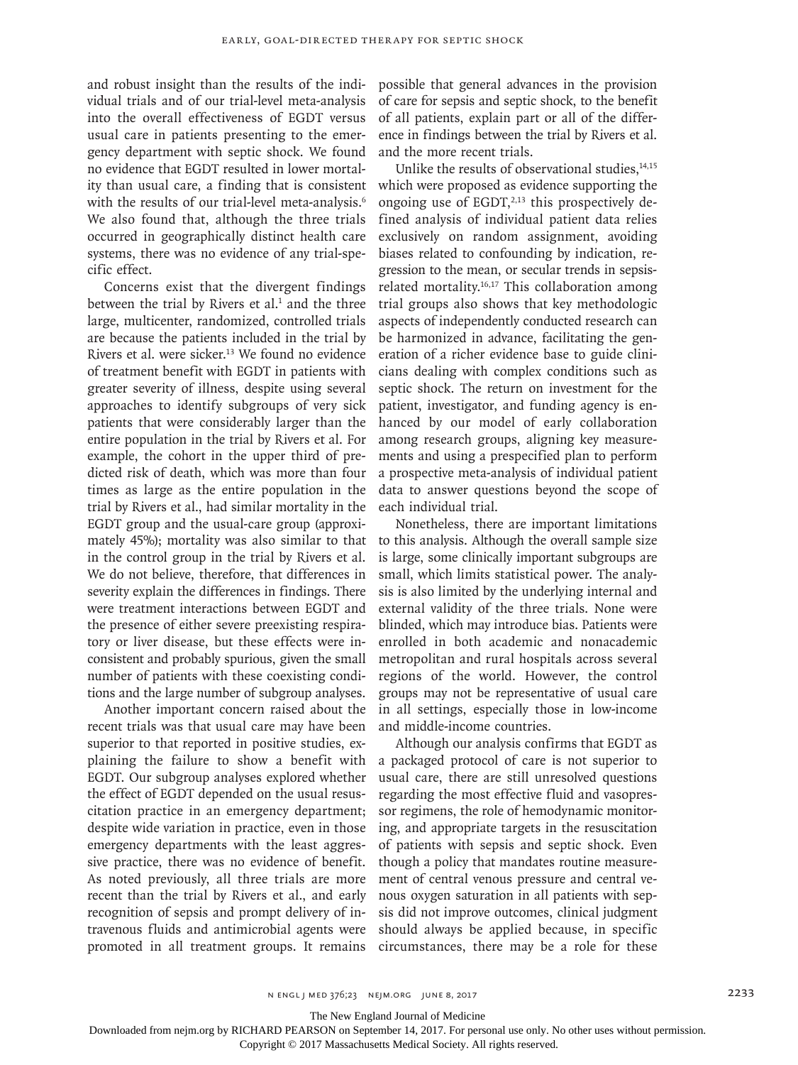and robust insight than the results of the individual trials and of our trial-level meta-analysis into the overall effectiveness of EGDT versus usual care in patients presenting to the emergency department with septic shock. We found no evidence that EGDT resulted in lower mortality than usual care, a finding that is consistent with the results of our trial-level meta-analysis.[6] We also found that, although the three trials occurred in geographically distinct health care systems, there was no evidence of any trial-specific effect.

Concerns exist that the divergent findings between the trial by Rivers et al.[1] and the three large, multicenter, randomized, controlled trials are because the patients included in the trial by Rivers et al. were sicker.[13] We found no evidence of treatment benefit with EGDT in patients with greater severity of illness, despite using several approaches to identify subgroups of very sick patients that were considerably larger than the entire population in the trial by Rivers et al. For example, the cohort in the upper third of predicted risk of death, which was more than four times as large as the entire population in the trial by Rivers et al., had similar mortality in the EGDT group and the usual-care group (approximately 45%); mortality was also similar to that in the control group in the trial by Rivers et al. We do not believe, therefore, that differences in severity explain the differences in findings. There were treatment interactions between EGDT and the presence of either severe preexisting respiratory or liver disease, but these effects were inconsistent and probably spurious, given the small number of patients with these coexisting conditions and the large number of subgroup analyses.

Another important concern raised about the recent trials was that usual care may have been superior to that reported in positive studies, explaining the failure to show a benefit with EGDT. Our subgroup analyses explored whether the effect of EGDT depended on the usual resuscitation practice in an emergency department; despite wide variation in practice, even in those emergency departments with the least aggressive practice, there was no evidence of benefit. As noted previously, all three trials are more recent than the trial by Rivers et al., and early recognition of sepsis and prompt delivery of intravenous fluids and antimicrobial agents were promoted in all treatment groups. It remains possible that general advances in the provision of care for sepsis and septic shock, to the benefit of all patients, explain part or all of the difference in findings between the trial by Rivers et al. and the more recent trials.

Unlike the results of observational studies,[14,15] which were proposed as evidence supporting the ongoing use of EGDT,[2,13] this prospectively defined analysis of individual patient data relies exclusively on random assignment, avoiding biases related to confounding by indication, regression to the mean, or secular trends in sepsis-related mortality.[16,17] This collaboration among trial groups also shows that key methodologic aspects of independently conducted research can be harmonized in advance, facilitating the generation of a richer evidence base to guide clinicians dealing with complex conditions such as septic shock. The return on investment for the patient, investigator, and funding agency is enhanced by our model of early collaboration among research groups, aligning key measurements and using a prespecified plan to perform a prospective meta-analysis of individual patient data to answer questions beyond the scope of each individual trial.

Nonetheless, there are important limitations to this analysis. Although the overall sample size is large, some clinically important subgroups are small, which limits statistical power. The analysis is also limited by the underlying internal and external validity of the three trials. None were blinded, which may introduce bias. Patients were enrolled in both academic and nonacademic metropolitan and rural hospitals across several regions of the world. However, the control groups may not be representative of usual care in all settings, especially those in low-income and middle-income countries.

Although our analysis confirms that EGDT as a packaged protocol of care is not superior to usual care, there are still unresolved questions regarding the most effective fluid and vasopressor regimens, the role of hemodynamic monitoring, and appropriate targets in the resuscitation of patients with sepsis and septic shock. Even though a policy that mandates routine measurement of central venous pressure and central venous oxygen saturation in all patients with sepsis did not improve outcomes, clinical judgment should always be applied because, in specific circumstances, there may be a role for these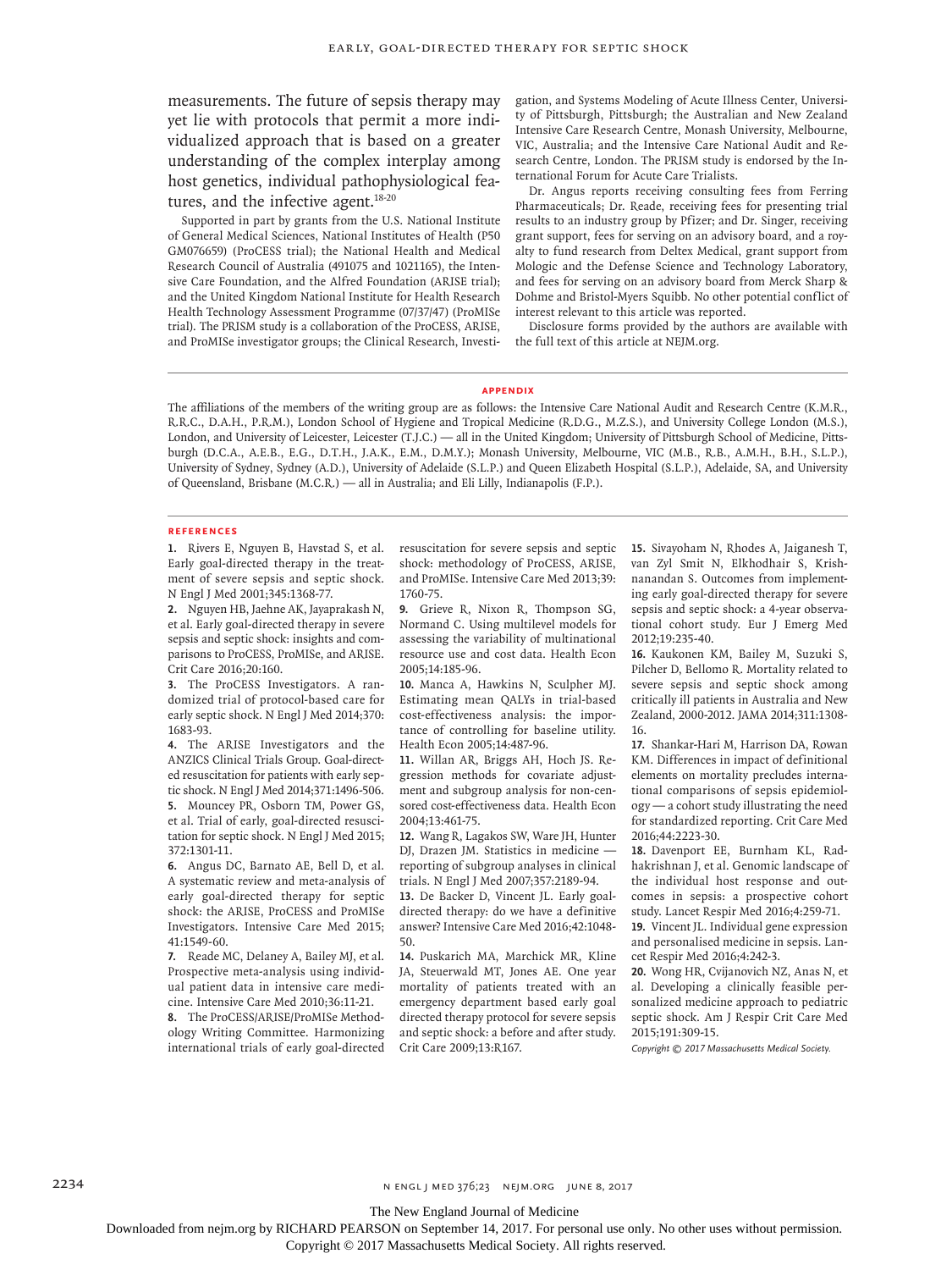measurements. The future of sepsis therapy may yet lie with protocols that permit a more individualized approach that is based on a greater understanding of the complex interplay among host genetics, individual pathophysiological features, and the infective agent.[18-20]

Supported in part by grants from the U.S. National Institute of General Medical Sciences, National Institutes of Health (P50 GM076659) (ProCESS trial); the National Health and Medical Research Council of Australia (491075 and 1021165), the Intensive Care Foundation, and the Alfred Foundation (ARISE trial); and the United Kingdom National Institute for Health Research Health Technology Assessment Programme (07/37/47) (ProMISe trial). The PRISM study is a collaboration of the ProCESS, ARISE, and ProMISe investigator groups; the Clinical Research, Investigation, and Systems Modeling of Acute Illness Center, University of Pittsburgh, Pittsburgh; the Australian and New Zealand Intensive Care Research Centre, Monash University, Melbourne, VIC, Australia; and the Intensive Care National Audit and Research Centre, London. The PRISM study is endorsed by the International Forum for Acute Care Trialists.

Dr. Angus reports receiving consulting fees from Ferring Pharmaceuticals; Dr. Reade, receiving fees for presenting trial results to an industry group by Pfizer; and Dr. Singer, receiving grant support, fees for serving on an advisory board, and a royalty to fund research from Deltex Medical, grant support from Mologic and the Defense Science and Technology Laboratory, and fees for serving on an advisory board from Merck Sharp & Dohme and Bristol-Myers Squibb. No other potential conflict of interest relevant to this article was reported.

Disclosure forms provided by the authors are available with the full text of this article at NEJM.org.

## APPENDIX

The affiliations of the members of the writing group are as follows: the Intensive Care National Audit and Research Centre (K.M.R., R.R.C., D.A.H., P.R.M.), London School of Hygiene and Tropical Medicine (R.D.G., M.Z.S.), and University College London (M.S.), London, and University of Leicester, Leicester (T.J.C.) — all in the United Kingdom; University of Pittsburgh School of Medicine, Pittsburgh (D.C.A., A.E.B., E.G., D.T.H., J.A.K., E.M., D.M.Y.); Monash University, Melbourne, VIC (M.B., R.B., A.M.H., B.H., S.L.P.), University of Sydney, Sydney (A.D.), University of Adelaide (S.L.P.) and Queen Elizabeth Hospital (S.L.P.), Adelaide, SA, and University of Queensland, Brisbane (M.C.R.) — all in Australia; and Eli Lilly, Indianapolis (F.P.).

## REFERENCES

1. Rivers E, Nguyen B, Havstad S, et al. Early goal-directed therapy in the treatment of severe sepsis and septic shock. N Engl J Med 2001;345:1368-77.
2. Nguyen HB, Jaehne AK, Jayaprakash N, et al. Early goal-directed therapy in severe sepsis and septic shock: insights and comparisons to ProCESS, ProMISe, and ARISE. Crit Care 2016;20:160.
3. The ProCESS Investigators. A randomized trial of protocol-based care for early septic shock. N Engl J Med 2014;370:1683-93.
4. The ARISE Investigators and the ANZICS Clinical Trials Group. Goal-directed resuscitation for patients with early septic shock. N Engl J Med 2014;371:1496-506.
5. Mouncey PR, Osborn TM, Power GS, et al. Trial of early, goal-directed resuscitation for septic shock. N Engl J Med 2015;372:1301-11.
6. Angus DC, Barnato AE, Bell D, et al. A systematic review and meta-analysis of early goal-directed therapy for septic shock: the ARISE, ProCESS and ProMISe Investigators. Intensive Care Med 2015;41:1549-60.
7. Reade MC, Delaney A, Bailey MJ, et al. Prospective meta-analysis using individual patient data in intensive care medicine. Intensive Care Med 2010;36:11-21.
8. The ProCESS/ARISE/ProMISe Methodology Writing Committee. Harmonizing international trials of early goal-directed resuscitation for severe sepsis and septic shock: methodology of ProCESS, ARISE, and ProMISe. Intensive Care Med 2013;39:1760-75.
9. Grieve R, Nixon R, Thompson SG, Normand C. Using multilevel models for assessing the variability of multinational resource use and cost data. Health Econ 2005;14:185-96.
10. Manca A, Hawkins N, Sculpher MJ. Estimating mean QALYs in trial-based cost-effectiveness analysis: the importance of controlling for baseline utility. Health Econ 2005;14:487-96.
11. Willan AR, Briggs AH, Hoch JS. Regression methods for covariate adjustment and subgroup analysis for non-censored cost-effectiveness data. Health Econ 2004;13:461-75.
12. Wang R, Lagakos SW, Ware JH, Hunter DJ, Drazen JM. Statistics in medicine — reporting of subgroup analyses in clinical trials. N Engl J Med 2007;357:2189-94.
13. De Backer D, Vincent JL. Early goal-directed therapy: do we have a definitive answer? Intensive Care Med 2016;42:1048-50.
14. Puskarich MA, Marchick MR, Kline JA, Steuerwald MT, Jones AE. One year mortality of patients treated with an emergency department based early goal directed therapy protocol for severe sepsis and septic shock: a before and after study. Crit Care 2009;13:R167.
15. Sivayoham N, Rhodes A, Jaiganesh T, van Zyl Smit N, Elkhodhair S, Krishnanandan S. Outcomes from implementing early goal-directed therapy for severe sepsis and septic shock: a 4-year observational cohort study. Eur J Emerg Med 2012;19:235-40.
16. Kaukonen KM, Bailey M, Suzuki S, Pilcher D, Bellomo R. Mortality related to severe sepsis and septic shock among critically ill patients in Australia and New Zealand, 2000-2012. JAMA 2014;311:1308-16.
17. Shankar-Hari M, Harrison DA, Rowan KM. Differences in impact of definitional elements on mortality precludes international comparisons of sepsis epidemiology — a cohort study illustrating the need for standardized reporting. Crit Care Med 2016;44:2223-30.
18. Davenport EE, Burnham KL, Radhakrishnan J, et al. Genomic landscape of the individual host response and outcomes in sepsis: a prospective cohort study. Lancet Respir Med 2016;4:259-71.
19. Vincent JL. Individual gene expression and personalised medicine in sepsis. Lancet Respir Med 2016;4:242-3.
20. Wong HR, Cvijanovich NZ, Anas N, et al. Developing a clinically feasible personalized medicine approach to pediatric septic shock. Am J Respir Crit Care Med 2015;191:309-15.

*Copyright © 2017 Massachusetts Medical Society.*